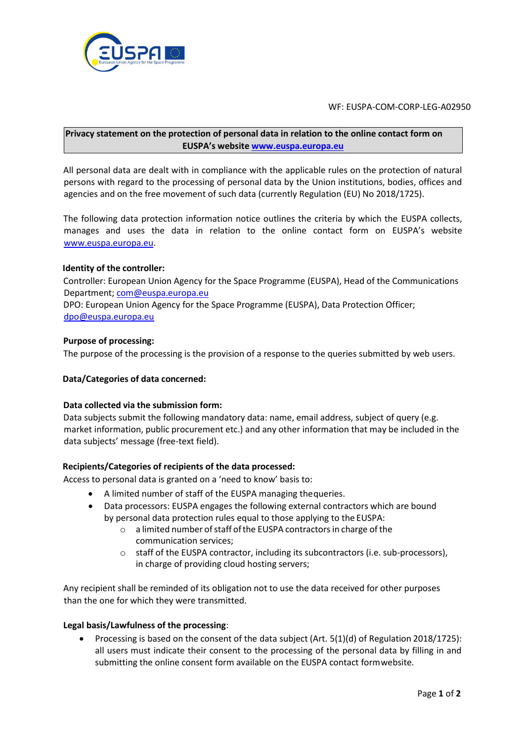WF: EUSPA-COM-CORP-LEG-A02950

**Privacy statement on the protection of personal data in relation to the online contact form on EUSPA's website [www.euspa.europa.eu](http://www.euspa.europa.eu)**

All personal data are dealt with in compliance with the applicable rules on the protection of natural persons with regard to the processing of personal data by the Union institutions, bodies, offices and agencies and on the free movement of such data (currently Regulation (EU) No 2018/1725).

The following data protection information notice outlines the criteria by which the EUSPA collects, manages and uses the data in relation to the online contact form on EUSPA's website [www.euspa.europa.eu](http://www.euspa.europa.eu).

**Identity of the controller:**

Controller: European Union Agency for the Space Programme (EUSPA), Head of the Communications Department; com@euspa.europa.eu

DPO: European Union Agency for the Space Programme (EUSPA), Data Protection Officer; dpo@euspa.europa.eu

**Purpose of processing:**

The purpose of the processing is the provision of a response to the queries submitted by web users.

**Data/Categories of data concerned:**

**Data collected via the submission form:**

Data subjects submit the following mandatory data: name, email address, subject of query (e.g. market information, public procurement etc.) and any other information that may be included in the data subjects' message (free-text field).

**Recipients/Categories of recipients of the data processed:**

Access to personal data is granted on a 'need to know' basis to:

- A limited number of staff of the EUSPA managing the queries.
- Data processors: EUSPA engages the following external contractors which are bound by personal data protection rules equal to those applying to the EUSPA:
  - a limited number of staff of the EUSPA contractors in charge of the communication services;
  - staff of the EUSPA contractor, including its subcontractors (i.e. sub-processors), in charge of providing cloud hosting servers;

Any recipient shall be reminded of its obligation not to use the data received for other purposes than the one for which they were transmitted.

**Legal basis/Lawfulness of the processing**:

- Processing is based on the consent of the data subject (Art. 5(1)(d) of Regulation 2018/1725): all users must indicate their consent to the processing of the personal data by filling in and submitting the online consent form available on the EUSPA contact form website.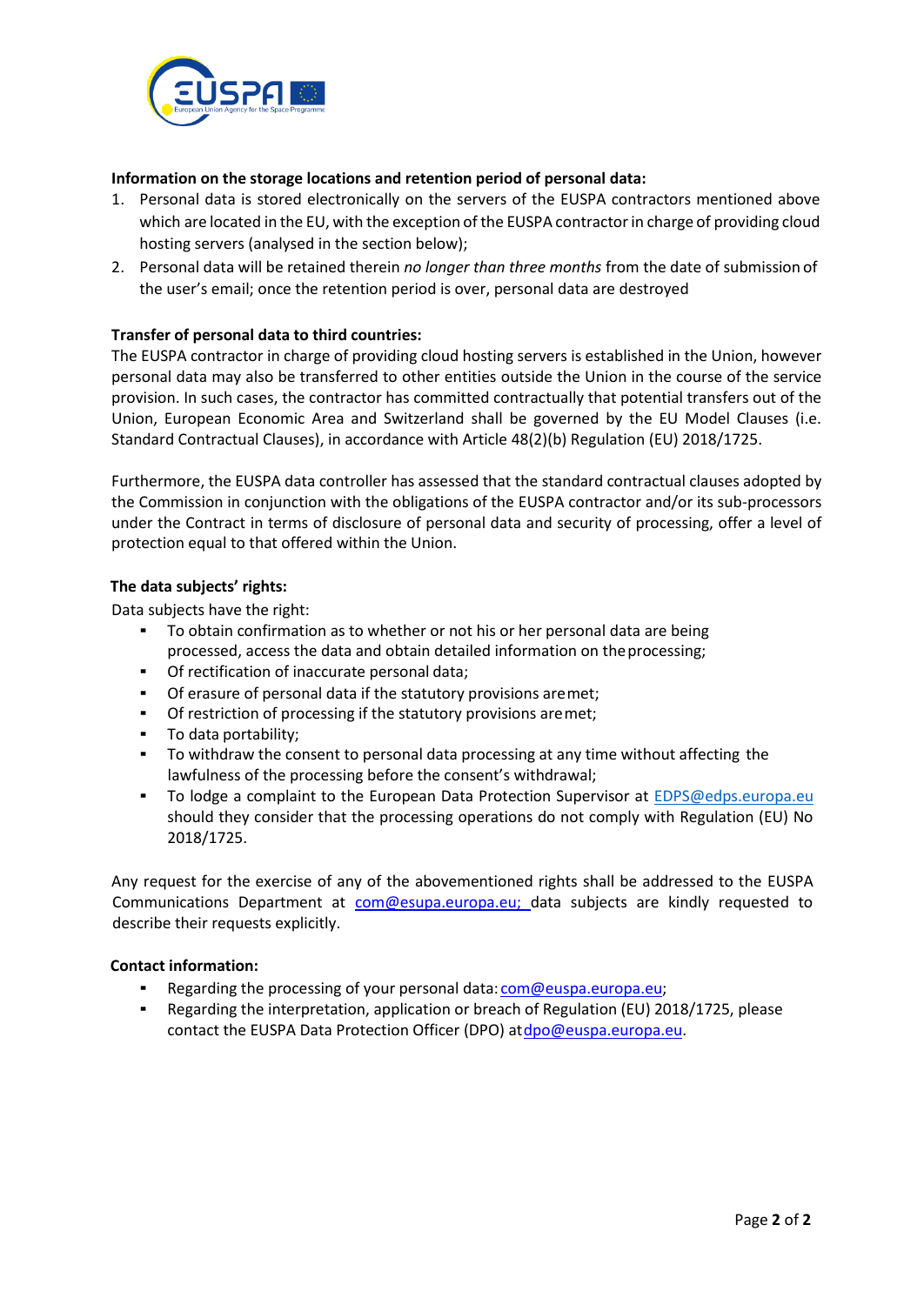**Information on the storage locations and retention period of personal data:**

1. Personal data is stored electronically on the servers of the EUSPA contractors mentioned above which are located in the EU, with the exception of the EUSPA contractor in charge of providing cloud hosting servers (analysed in the section below);
2. Personal data will be retained therein *no longer than three months* from the date of submission of the user's email; once the retention period is over, personal data are destroyed

**Transfer of personal data to third countries:**

The EUSPA contractor in charge of providing cloud hosting servers is established in the Union, however personal data may also be transferred to other entities outside the Union in the course of the service provision. In such cases, the contractor has committed contractually that potential transfers out of the Union, European Economic Area and Switzerland shall be governed by the EU Model Clauses (i.e. Standard Contractual Clauses), in accordance with Article 48(2)(b) Regulation (EU) 2018/1725.

Furthermore, the EUSPA data controller has assessed that the standard contractual clauses adopted by the Commission in conjunction with the obligations of the EUSPA contractor and/or its sub-processors under the Contract in terms of disclosure of personal data and security of processing, offer a level of protection equal to that offered within the Union.

**The data subjects' rights:**

Data subjects have the right:

- To obtain confirmation as to whether or not his or her personal data are being processed, access the data and obtain detailed information on the processing;
- Of rectification of inaccurate personal data;
- Of erasure of personal data if the statutory provisions are met;
- Of restriction of processing if the statutory provisions are met;
- To data portability;
- To withdraw the consent to personal data processing at any time without affecting the lawfulness of the processing before the consent's withdrawal;
- To lodge a complaint to the European Data Protection Supervisor at EDPS@edps.europa.eu should they consider that the processing operations do not comply with Regulation (EU) No 2018/1725.

Any request for the exercise of any of the abovementioned rights shall be addressed to the EUSPA Communications Department at com@esupa.europa.eu; data subjects are kindly requested to describe their requests explicitly.

**Contact information:**

- Regarding the processing of your personal data: com@euspa.europa.eu;
- Regarding the interpretation, application or breach of Regulation (EU) 2018/1725, please contact the EUSPA Data Protection Officer (DPO) at dpo@euspa.europa.eu.